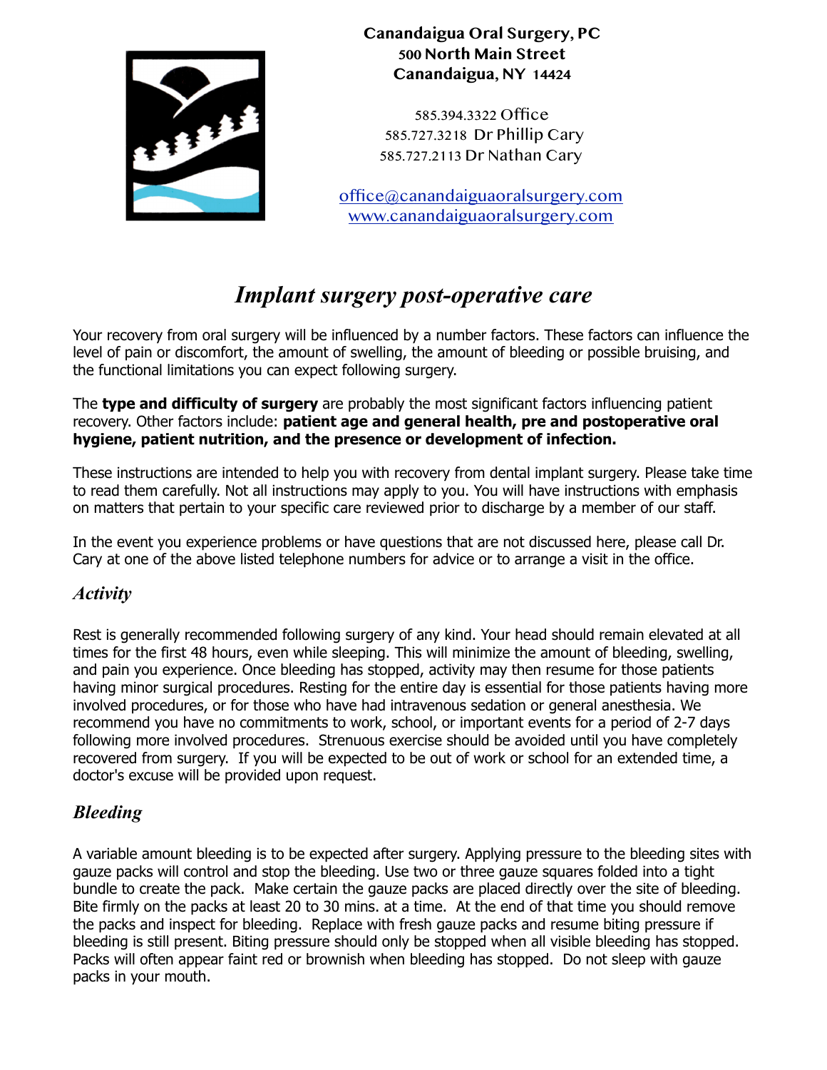**Canandaigua Oral Surgery, PC**
**500 North Main Street**
**Canandaigua, NY 14424**

585.394.3322 Office
585.727.3218 Dr Phillip Cary
585.727.2113 Dr Nathan Cary

office@canandaiguaoralsurgery.com
www.canandaiguaoralsurgery.com

# *Implant surgery post-operative care*

Your recovery from oral surgery will be influenced by a number factors. These factors can influence the level of pain or discomfort, the amount of swelling, the amount of bleeding or possible bruising, and the functional limitations you can expect following surgery.

The **type and difficulty of surgery** are probably the most significant factors influencing patient recovery. Other factors include: **patient age and general health, pre and postoperative oral hygiene, patient nutrition, and the presence or development of infection.**

These instructions are intended to help you with recovery from dental implant surgery. Please take time to read them carefully. Not all instructions may apply to you. You will have instructions with emphasis on matters that pertain to your specific care reviewed prior to discharge by a member of our staff.

In the event you experience problems or have questions that are not discussed here, please call Dr. Cary at one of the above listed telephone numbers for advice or to arrange a visit in the office.

## *Activity*

Rest is generally recommended following surgery of any kind. Your head should remain elevated at all times for the first 48 hours, even while sleeping. This will minimize the amount of bleeding, swelling, and pain you experience. Once bleeding has stopped, activity may then resume for those patients having minor surgical procedures. Resting for the entire day is essential for those patients having more involved procedures, or for those who have had intravenous sedation or general anesthesia. We recommend you have no commitments to work, school, or important events for a period of 2-7 days following more involved procedures. Strenuous exercise should be avoided until you have completely recovered from surgery. If you will be expected to be out of work or school for an extended time, a doctor's excuse will be provided upon request.

## *Bleeding*

A variable amount bleeding is to be expected after surgery. Applying pressure to the bleeding sites with gauze packs will control and stop the bleeding. Use two or three gauze squares folded into a tight bundle to create the pack. Make certain the gauze packs are placed directly over the site of bleeding. Bite firmly on the packs at least 20 to 30 mins. at a time. At the end of that time you should remove the packs and inspect for bleeding. Replace with fresh gauze packs and resume biting pressure if bleeding is still present. Biting pressure should only be stopped when all visible bleeding has stopped. Packs will often appear faint red or brownish when bleeding has stopped. Do not sleep with gauze packs in your mouth.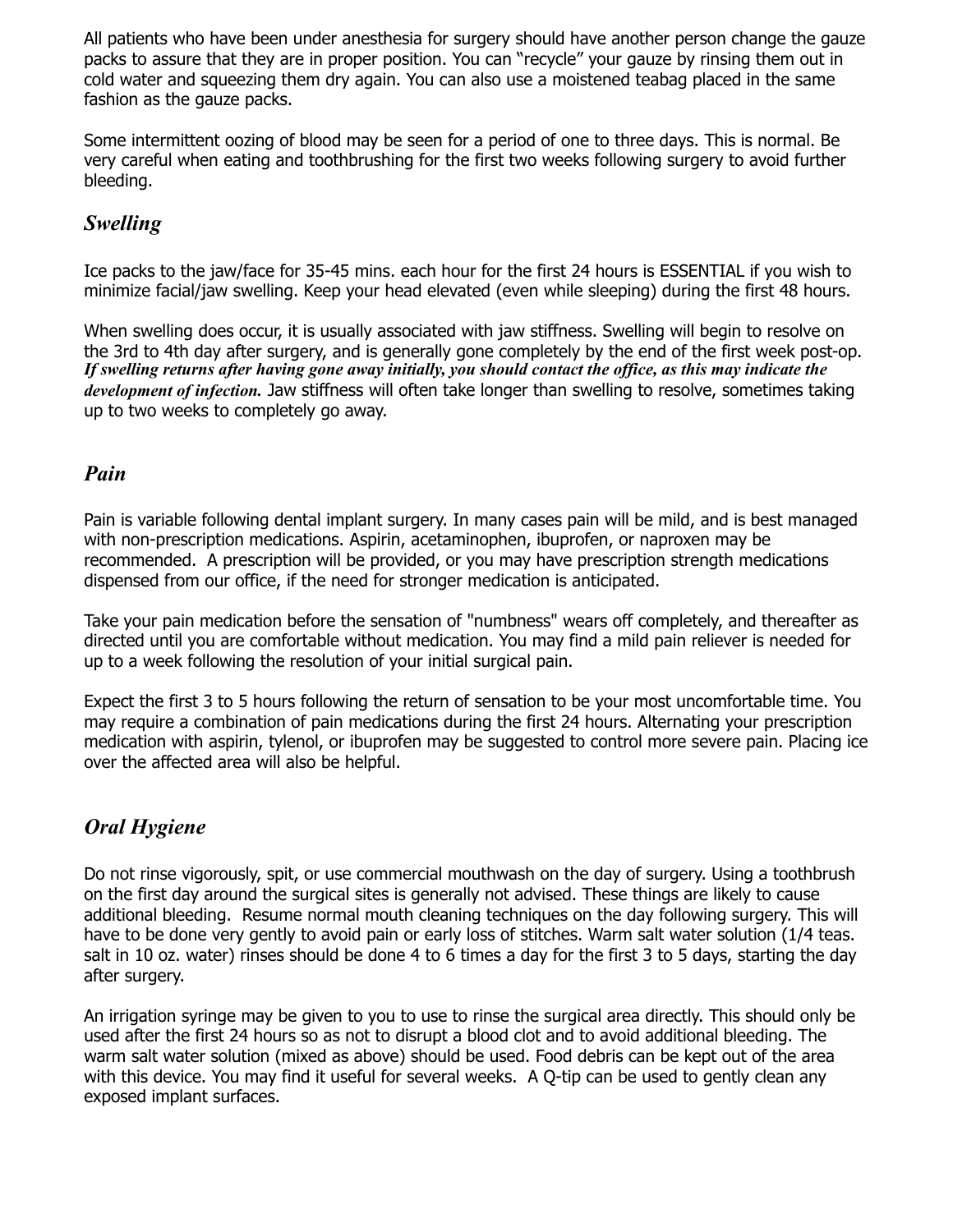All patients who have been under anesthesia for surgery should have another person change the gauze packs to assure that they are in proper position. You can "recycle" your gauze by rinsing them out in cold water and squeezing them dry again. You can also use a moistened teabag placed in the same fashion as the gauze packs.

Some intermittent oozing of blood may be seen for a period of one to three days. This is normal. Be very careful when eating and toothbrushing for the first two weeks following surgery to avoid further bleeding.

## *Swelling*

Ice packs to the jaw/face for 35-45 mins. each hour for the first 24 hours is ESSENTIAL if you wish to minimize facial/jaw swelling. Keep your head elevated (even while sleeping) during the first 48 hours.

When swelling does occur, it is usually associated with jaw stiffness. Swelling will begin to resolve on the 3rd to 4th day after surgery, and is generally gone completely by the end of the first week post-op. ***If swelling returns after having gone away initially, you should contact the office, as this may indicate the development of infection.*** Jaw stiffness will often take longer than swelling to resolve, sometimes taking up to two weeks to completely go away.

## *Pain*

Pain is variable following dental implant surgery. In many cases pain will be mild, and is best managed with non-prescription medications. Aspirin, acetaminophen, ibuprofen, or naproxen may be recommended. A prescription will be provided, or you may have prescription strength medications dispensed from our office, if the need for stronger medication is anticipated.

Take your pain medication before the sensation of "numbness" wears off completely, and thereafter as directed until you are comfortable without medication. You may find a mild pain reliever is needed for up to a week following the resolution of your initial surgical pain.

Expect the first 3 to 5 hours following the return of sensation to be your most uncomfortable time. You may require a combination of pain medications during the first 24 hours. Alternating your prescription medication with aspirin, tylenol, or ibuprofen may be suggested to control more severe pain. Placing ice over the affected area will also be helpful.

## *Oral Hygiene*

Do not rinse vigorously, spit, or use commercial mouthwash on the day of surgery. Using a toothbrush on the first day around the surgical sites is generally not advised. These things are likely to cause additional bleeding. Resume normal mouth cleaning techniques on the day following surgery. This will have to be done very gently to avoid pain or early loss of stitches. Warm salt water solution (1/4 teas. salt in 10 oz. water) rinses should be done 4 to 6 times a day for the first 3 to 5 days, starting the day after surgery.

An irrigation syringe may be given to you to use to rinse the surgical area directly. This should only be used after the first 24 hours so as not to disrupt a blood clot and to avoid additional bleeding. The warm salt water solution (mixed as above) should be used. Food debris can be kept out of the area with this device. You may find it useful for several weeks. A Q-tip can be used to gently clean any exposed implant surfaces.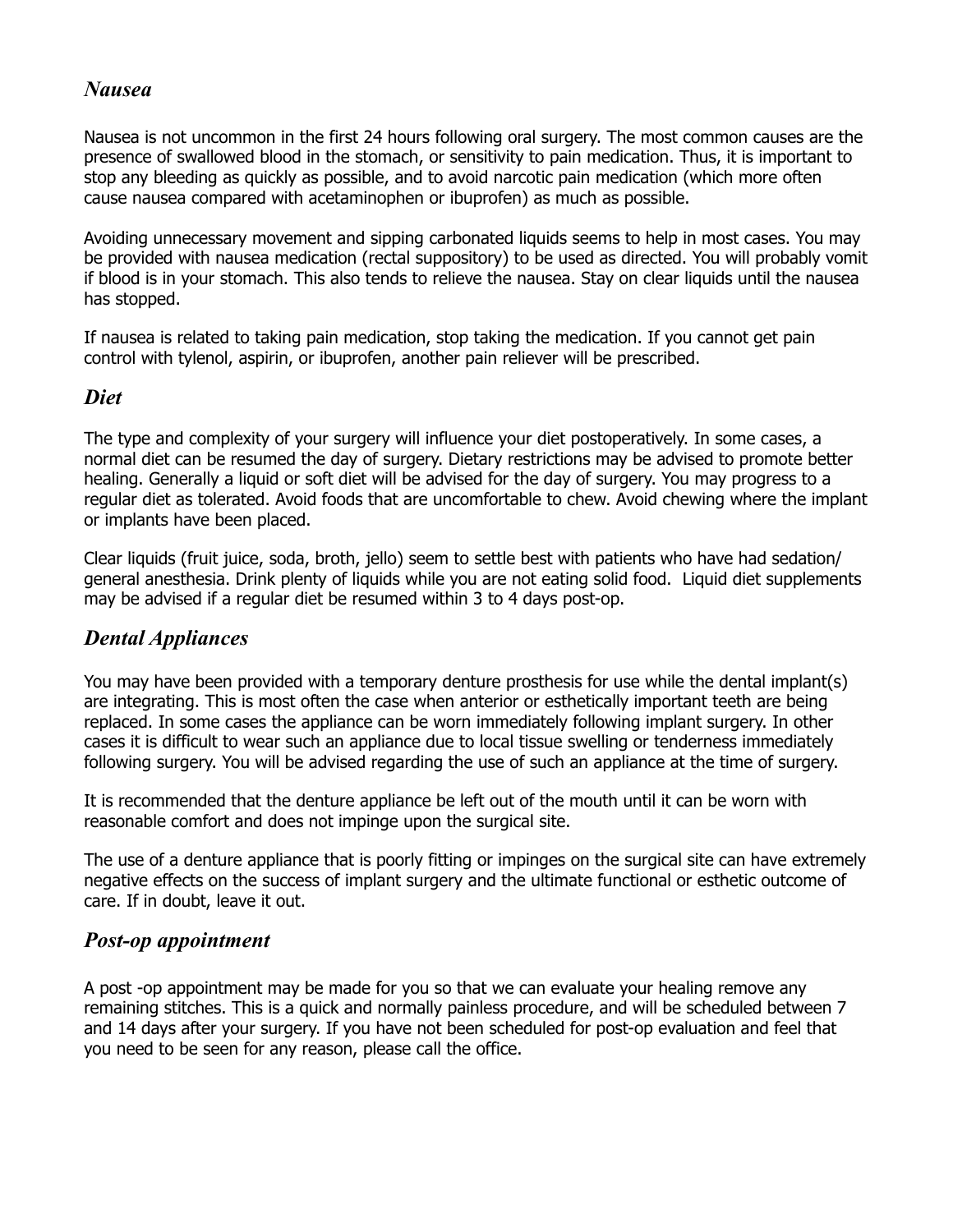## *Nausea*

Nausea is not uncommon in the first 24 hours following oral surgery. The most common causes are the presence of swallowed blood in the stomach, or sensitivity to pain medication. Thus, it is important to stop any bleeding as quickly as possible, and to avoid narcotic pain medication (which more often cause nausea compared with acetaminophen or ibuprofen) as much as possible.

Avoiding unnecessary movement and sipping carbonated liquids seems to help in most cases. You may be provided with nausea medication (rectal suppository) to be used as directed. You will probably vomit if blood is in your stomach. This also tends to relieve the nausea. Stay on clear liquids until the nausea has stopped.

If nausea is related to taking pain medication, stop taking the medication. If you cannot get pain control with tylenol, aspirin, or ibuprofen, another pain reliever will be prescribed.

## *Diet*

The type and complexity of your surgery will influence your diet postoperatively. In some cases, a normal diet can be resumed the day of surgery. Dietary restrictions may be advised to promote better healing. Generally a liquid or soft diet will be advised for the day of surgery. You may progress to a regular diet as tolerated. Avoid foods that are uncomfortable to chew. Avoid chewing where the implant or implants have been placed.

Clear liquids (fruit juice, soda, broth, jello) seem to settle best with patients who have had sedation/ general anesthesia. Drink plenty of liquids while you are not eating solid food. Liquid diet supplements may be advised if a regular diet be resumed within 3 to 4 days post-op.

## *Dental Appliances*

You may have been provided with a temporary denture prosthesis for use while the dental implant(s) are integrating. This is most often the case when anterior or esthetically important teeth are being replaced. In some cases the appliance can be worn immediately following implant surgery. In other cases it is difficult to wear such an appliance due to local tissue swelling or tenderness immediately following surgery. You will be advised regarding the use of such an appliance at the time of surgery.

It is recommended that the denture appliance be left out of the mouth until it can be worn with reasonable comfort and does not impinge upon the surgical site.

The use of a denture appliance that is poorly fitting or impinges on the surgical site can have extremely negative effects on the success of implant surgery and the ultimate functional or esthetic outcome of care. If in doubt, leave it out.

## *Post-op appointment*

A post -op appointment may be made for you so that we can evaluate your healing remove any remaining stitches. This is a quick and normally painless procedure, and will be scheduled between 7 and 14 days after your surgery. If you have not been scheduled for post-op evaluation and feel that you need to be seen for any reason, please call the office.